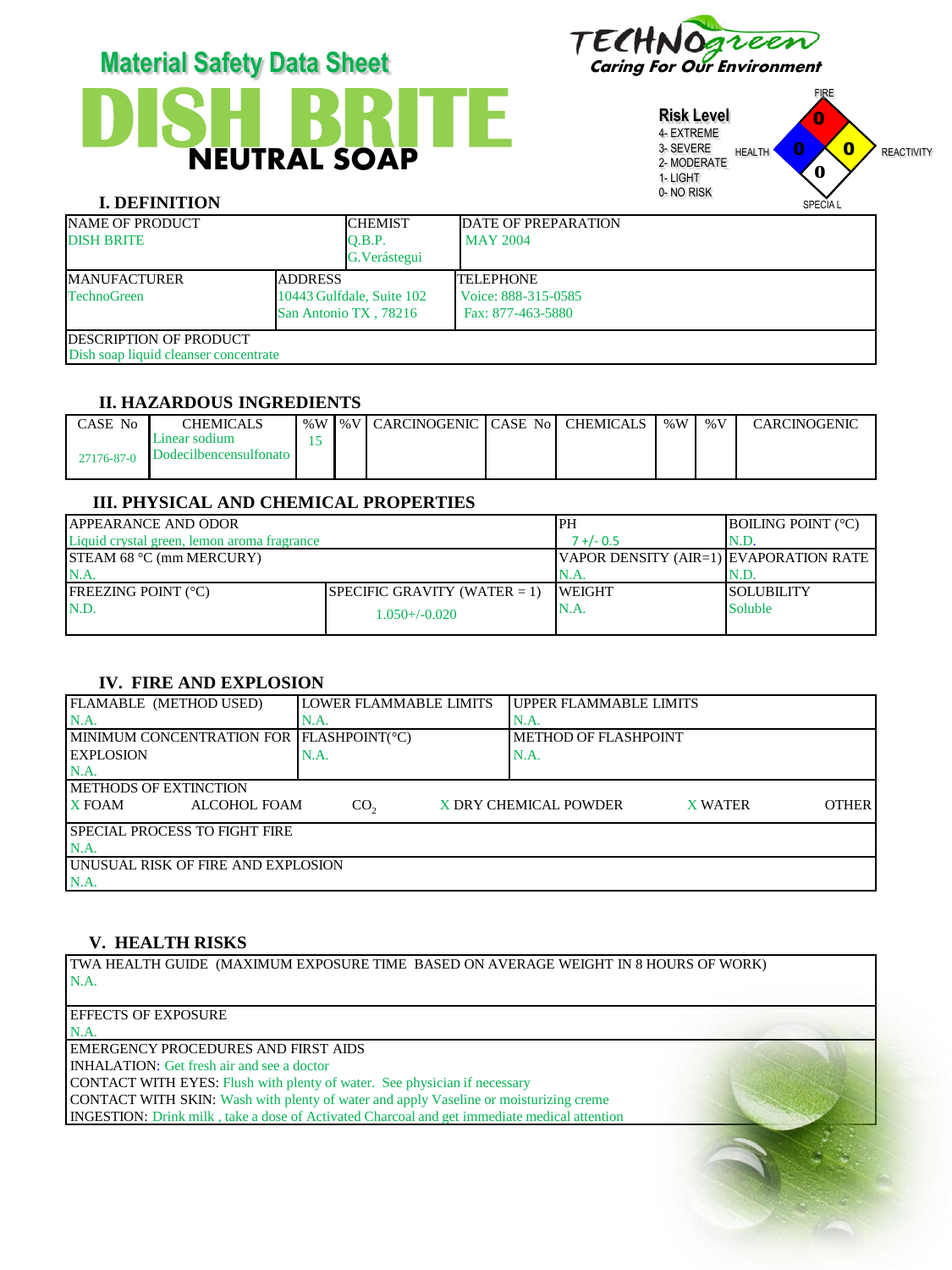# Material Safety Data Sheet

# DISH BRITE

## NEUTRAL SOAP

TECHNOgreen
Caring For Our Environment

**Risk Level**
4- EXTREME
3- SEVERE
2- MODERATE
1- LIGHT
0- NO RISK

FIRE: 0
HEALTH: 0
REACTIVITY: 0
SPECIAL: 0

## I. DEFINITION

| NAME OF PRODUCT | | CHEMIST | DATE OF PREPARATION |
|---|---|---|---|
| DISH BRITE | | Q.B.P. G.Verástegui | MAY 2004 |
| MANUFACTURER | ADDRESS | | TELEPHONE |
| TechnoGreen | 10443 Gulfdale, Suite 102 San Antonio TX , 78216 | | Voice: 888-315-0585 Fax: 877-463-5880 |
| DESCRIPTION OF PRODUCT | | | |
| Dish soap liquid cleanser concentrate | | | |

## II. HAZARDOUS INGREDIENTS

| CASE No | CHEMICALS | %W | %V | CARCINOGENIC | CASE No | CHEMICALS | %W | %V | CARCINOGENIC |
|---|---|---|---|---|---|---|---|---|---|
| 27176-87-0 | Linear sodium Dodecilbencensulfonato | 15 | | | | | | | |

## III. PHYSICAL AND CHEMICAL PROPERTIES

| APPEARANCE AND ODOR | | PH | BOILING POINT (°C) |
|---|---|---|---|
| Liquid crystal green, lemon aroma fragrance | | 7 +/- 0.5 | N.D. |
| STEAM 68 °C (mm MERCURY) | | VAPOR DENSITY (AIR=1) | EVAPORATION RATE |
| N.A. | | N.A. | N.D. |
| FREEZING POINT (°C) | SPECIFIC GRAVITY (WATER = 1) | WEIGHT | SOLUBILITY |
| N.D. | 1.050+/-0.020 | N.A. | Soluble |

## IV. FIRE AND EXPLOSION

| FLAMABLE (METHOD USED) | LOWER FLAMMABLE LIMITS | UPPER FLAMMABLE LIMITS |
|---|---|---|
| N.A. | N.A. | N.A. |
| MINIMUM CONCENTRATION FOR EXPLOSION | FLASHPOINT(°C) | METHOD OF FLASHPOINT |
| N.A. | N.A. | N.A. |

**METHODS OF EXTINCTION**
X FOAM    ALCOHOL FOAM    $CO_2$    X DRY CHEMICAL POWDER    X WATER    OTHER

**SPECIAL PROCESS TO FIGHT FIRE**
N.A.

**UNUSUAL RISK OF FIRE AND EXPLOSION**
N.A.

## V. HEALTH RISKS

**TWA HEALTH GUIDE (MAXIMUM EXPOSURE TIME BASED ON AVERAGE WEIGHT IN 8 HOURS OF WORK)**
N.A.

**EFFECTS OF EXPOSURE**
N.A.

**EMERGENCY PROCEDURES AND FIRST AIDS**
INHALATION: Get fresh air and see a doctor
CONTACT WITH EYES: Flush with plenty of water. See physician if necessary
CONTACT WITH SKIN: Wash with plenty of water and apply Vaseline or moisturizing creme
INGESTION: Drink milk , take a dose of Activated Charcoal and get immediate medical attention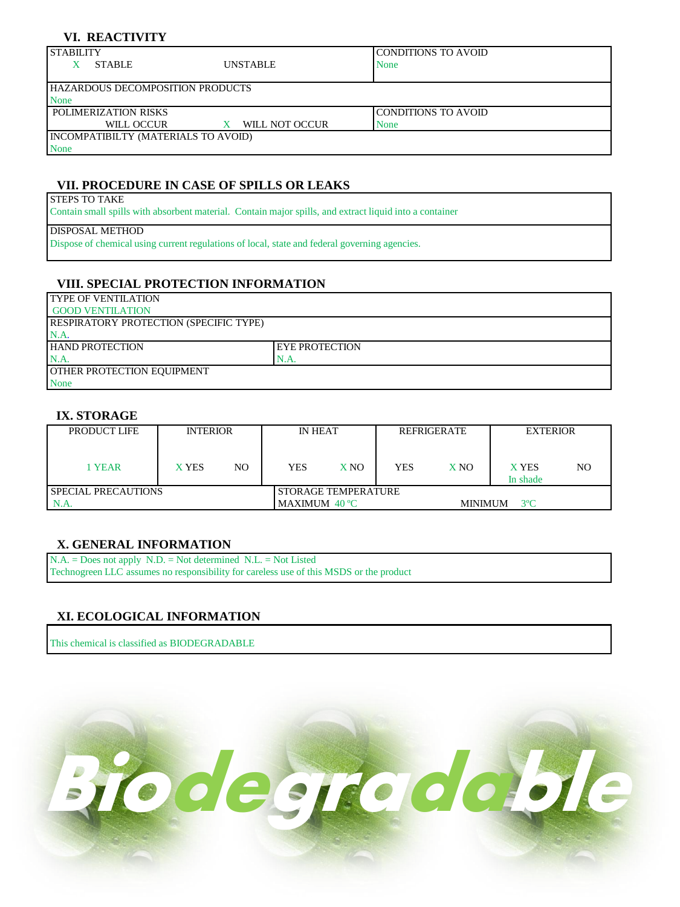## VI. REACTIVITY

| | | |
|---|---|---|
| STABILITY<br>X STABLE &nbsp;&nbsp;&nbsp; UNSTABLE | | CONDITIONS TO AVOID<br>None |
| HAZARDOUS DECOMPOSITION PRODUCTS<br>None | | |
| POLIMERIZATION RISKS<br>WILL OCCUR &nbsp;&nbsp;&nbsp; X WILL NOT OCCUR | | CONDITIONS TO AVOID<br>None |
| INCOMPATIBILTY (MATERIALS TO AVOID)<br>None | | |

## VII. PROCEDURE IN CASE OF SPILLS OR LEAKS

| |
|---|
| STEPS TO TAKE<br>Contain small spills with absorbent material. Contain major spills, and extract liquid into a container |
| DISPOSAL METHOD<br>Dispose of chemical using current regulations of local, state and federal governing agencies. |

## VIII. SPECIAL PROTECTION INFORMATION

| | |
|---|---|
| TYPE OF VENTILATION<br>GOOD VENTILATION | |
| RESPIRATORY PROTECTION (SPECIFIC TYPE)<br>N.A. | |
| HAND PROTECTION<br>N.A. | EYE PROTECTION<br>N.A. |
| OTHER PROTECTION EQUIPMENT<br>None | |

## IX. STORAGE

| PRODUCT LIFE | INTERIOR | | IN HEAT | | REFRIGERATE | | EXTERIOR | |
|---|---|---|---|---|---|---|---|---|
| 1 YEAR | X YES | NO | YES | X NO | YES | X NO | X YES<br>In shade | NO |
| SPECIAL PRECAUTIONS<br>N.A. | | | STORAGE TEMPERATURE<br>MAXIMUM 40 ºC | | | MINIMUM 3ºC | | |

## X. GENERAL INFORMATION

| |
|---|
| N.A. = Does not apply N.D. = Not determined N.L. = Not Listed<br>Technogreen LLC assumes no responsibility for careless use of this MSDS or the product |

## XI. ECOLOGICAL INFORMATION

| |
|---|
| This chemical is classified as BIODEGRADABLE |

Biodegradable